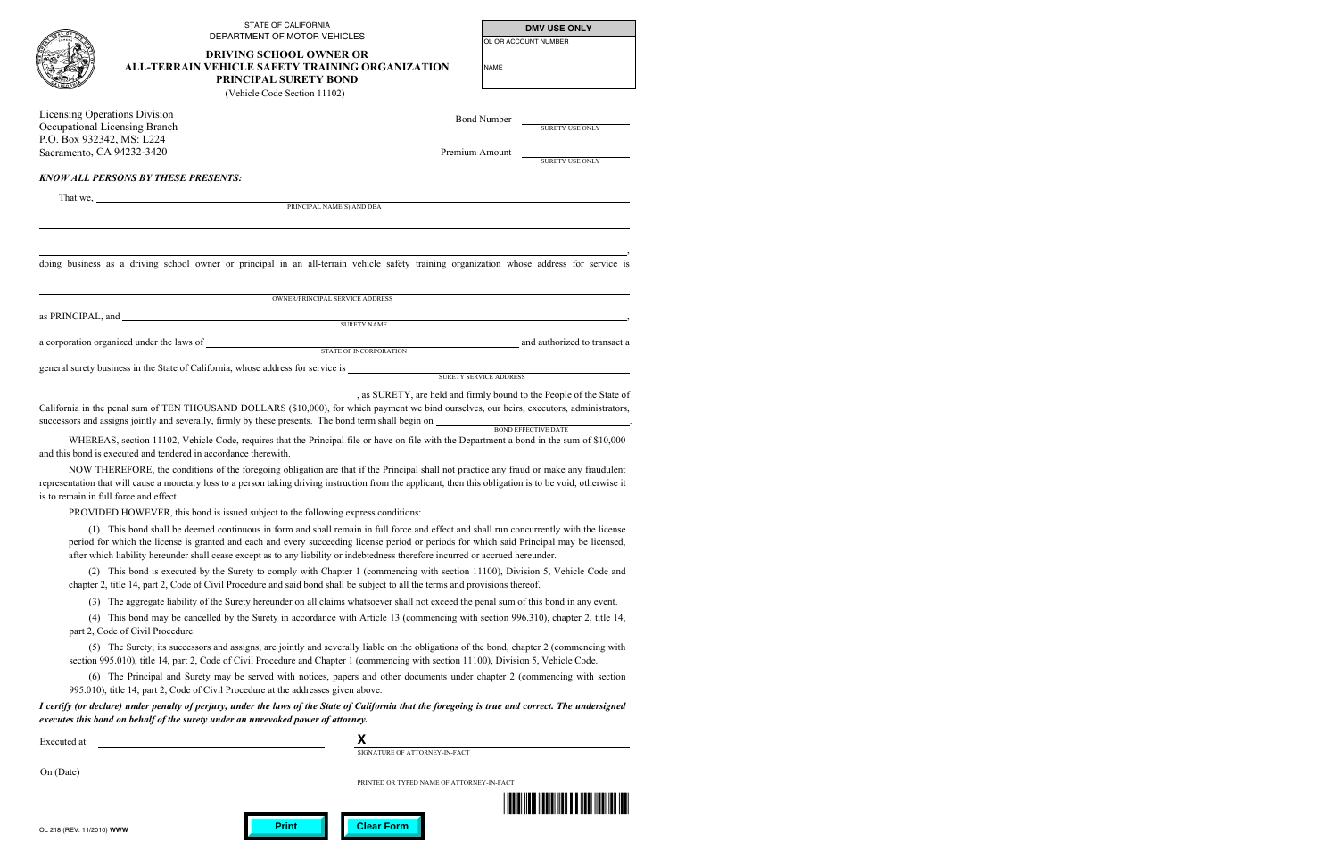STATE OF CALIFORNIA
DEPARTMENT OF MOTOR VEHICLES

# DRIVING SCHOOL OWNER OR ALL-TERRAIN VEHICLE SAFETY TRAINING ORGANIZATION PRINCIPAL SURETY BOND

(Vehicle Code Section 11102)

| DMV USE ONLY |
| --- |
| OL OR ACCOUNT NUMBER |
| NAME |

Licensing Operations Division
Occupational Licensing Branch
P.O. Box 932342, MS: L224
Sacramento, CA 94232-3420

Bond Number ____________ SURETY USE ONLY

Premium Amount ____________ SURETY USE ONLY

***KNOW ALL PERSONS BY THESE PRESENTS:***

That we, ______________________________________________
PRINCIPAL NAME(S) AND DBA

______________________________________________

______________________________________________,

doing business as a driving school owner or principal in an all-terrain vehicle safety training organization whose address for service is

______________________________________________
OWNER/PRINCIPAL SERVICE ADDRESS

as PRINCIPAL, and ______________________________________________,
SURETY NAME

a corporation organized under the laws of ____________________ and authorized to transact a
STATE OF INCORPORATION

general surety business in the State of California, whose address for service is ____________________
SURETY SERVICE ADDRESS

____________________, as SURETY, are held and firmly bound to the People of the State of California in the penal sum of TEN THOUSAND DOLLARS ($10,000), for which payment we bind ourselves, our heirs, executors, administrators, successors and assigns jointly and severally, firmly by these presents. The bond term shall begin on ____________________.
BOND EFFECTIVE DATE

WHEREAS, section 11102, Vehicle Code, requires that the Principal file or have on file with the Department a bond in the sum of $10,000 and this bond is executed and tendered in accordance therewith.

NOW THEREFORE, the conditions of the foregoing obligation are that if the Principal shall not practice any fraud or make any fraudulent representation that will cause a monetary loss to a person taking driving instruction from the applicant, then this obligation is to be void; otherwise it is to remain in full force and effect.

PROVIDED HOWEVER, this bond is issued subject to the following express conditions:

(1) This bond shall be deemed continuous in form and shall remain in full force and effect and shall run concurrently with the license period for which the license is granted and each and every succeeding license period or periods for which said Principal may be licensed, after which liability hereunder shall cease except as to any liability or indebtedness therefore incurred or accrued hereunder.

(2) This bond is executed by the Surety to comply with Chapter 1 (commencing with section 11100), Division 5, Vehicle Code and chapter 2, title 14, part 2, Code of Civil Procedure and said bond shall be subject to all the terms and provisions thereof.

(3) The aggregate liability of the Surety hereunder on all claims whatsoever shall not exceed the penal sum of this bond in any event.

(4) This bond may be cancelled by the Surety in accordance with Article 13 (commencing with section 996.310), chapter 2, title 14, part 2, Code of Civil Procedure.

(5) The Surety, its successors and assigns, are jointly and severally liable on the obligations of the bond, chapter 2 (commencing with section 995.010), title 14, part 2, Code of Civil Procedure and Chapter 1 (commencing with section 11100), Division 5, Vehicle Code.

(6) The Principal and Surety may be served with notices, papers and other documents under chapter 2 (commencing with section 995.010), title 14, part 2, Code of Civil Procedure at the addresses given above.

***I certify (or declare) under penalty of perjury, under the laws of the State of California that the foregoing is true and correct. The undersigned executes this bond on behalf of the surety under an unrevoked power of attorney.***

Executed at ____________________ **X** ____________________
SIGNATURE OF ATTORNEY-IN-FACT

On (Date) ____________________ ____________________
PRINTED OR TYPED NAME OF ATTORNEY-IN-FACT

OL 218 (REV. 11/2010) **WWW**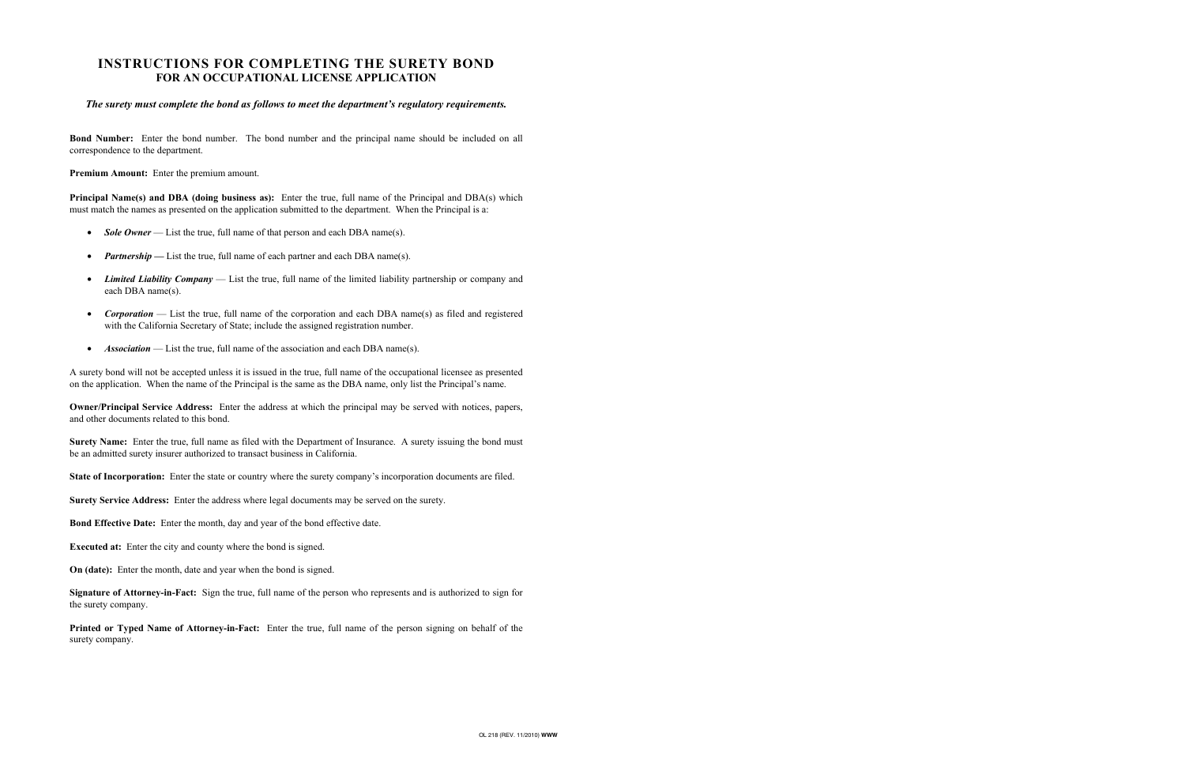# INSTRUCTIONS FOR COMPLETING THE SURETY BOND
## FOR AN OCCUPATIONAL LICENSE APPLICATION

***The surety must complete the bond as follows to meet the department's regulatory requirements.***

**Bond Number:** Enter the bond number. The bond number and the principal name should be included on all correspondence to the department.

**Premium Amount:** Enter the premium amount.

**Principal Name(s) and DBA (doing business as):** Enter the true, full name of the Principal and DBA(s) which must match the names as presented on the application submitted to the department. When the Principal is a:

- ***Sole Owner*** — List the true, full name of that person and each DBA name(s).
- ***Partnership* —** List the true, full name of each partner and each DBA name(s).
- ***Limited Liability Company*** — List the true, full name of the limited liability partnership or company and each DBA name(s).
- ***Corporation*** — List the true, full name of the corporation and each DBA name(s) as filed and registered with the California Secretary of State; include the assigned registration number.
- ***Association*** — List the true, full name of the association and each DBA name(s).

A surety bond will not be accepted unless it is issued in the true, full name of the occupational licensee as presented on the application. When the name of the Principal is the same as the DBA name, only list the Principal's name.

**Owner/Principal Service Address:** Enter the address at which the principal may be served with notices, papers, and other documents related to this bond.

**Surety Name:** Enter the true, full name as filed with the Department of Insurance. A surety issuing the bond must be an admitted surety insurer authorized to transact business in California.

**State of Incorporation:** Enter the state or country where the surety company's incorporation documents are filed.

**Surety Service Address:** Enter the address where legal documents may be served on the surety.

**Bond Effective Date:** Enter the month, day and year of the bond effective date.

**Executed at:** Enter the city and county where the bond is signed.

**On (date):** Enter the month, date and year when the bond is signed.

**Signature of Attorney-in-Fact:** Sign the true, full name of the person who represents and is authorized to sign for the surety company.

**Printed or Typed Name of Attorney-in-Fact:** Enter the true, full name of the person signing on behalf of the surety company.

OL 218 (REV. 11/2010) **WWW**